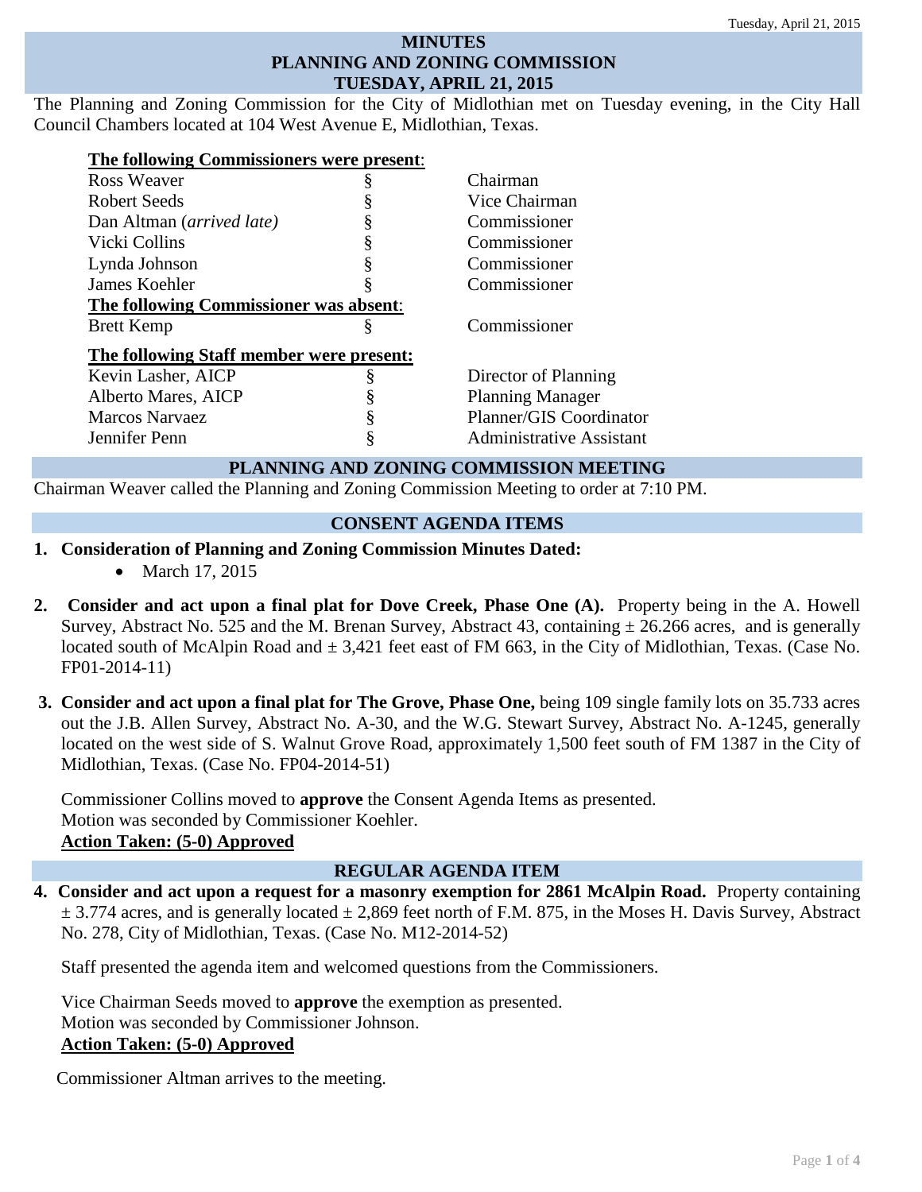# MINUTES
# PLANNING AND ZONING COMMISSION
# TUESDAY, APRIL 21, 2015

The Planning and Zoning Commission for the City of Midlothian met on Tuesday evening, in the City Hall Council Chambers located at 104 West Avenue E, Midlothian, Texas.

**The following Commissioners were present:**

| | | |
|---|---|---|
| Ross Weaver | § | Chairman |
| Robert Seeds | § | Vice Chairman |
| Dan Altman (*arrived late)* | § | Commissioner |
| Vicki Collins | § | Commissioner |
| Lynda Johnson | § | Commissioner |
| James Koehler | § | Commissioner |

**The following Commissioner was absent:**

| | | |
|---|---|---|
| Brett Kemp | § | Commissioner |

**The following Staff member were present:**

| | | |
|---|---|---|
| Kevin Lasher, AICP | § | Director of Planning |
| Alberto Mares, AICP | § | Planning Manager |
| Marcos Narvaez | § | Planner/GIS Coordinator |
| Jennifer Penn | § | Administrative Assistant |

## PLANNING AND ZONING COMMISSION MEETING

Chairman Weaver called the Planning and Zoning Commission Meeting to order at 7:10 PM.

## CONSENT AGENDA ITEMS

1. **Consideration of Planning and Zoning Commission Minutes Dated:**
   - March 17, 2015

2. **Consider and act upon a final plat for Dove Creek, Phase One (A).** Property being in the A. Howell Survey, Abstract No. 525 and the M. Brenan Survey, Abstract 43, containing ± 26.266 acres, and is generally located south of McAlpin Road and ± 3,421 feet east of FM 663, in the City of Midlothian, Texas. (Case No. FP01-2014-11)

3. **Consider and act upon a final plat for The Grove, Phase One,** being 109 single family lots on 35.733 acres out the J.B. Allen Survey, Abstract No. A-30, and the W.G. Stewart Survey, Abstract No. A-1245, generally located on the west side of S. Walnut Grove Road, approximately 1,500 feet south of FM 1387 in the City of Midlothian, Texas. (Case No. FP04-2014-51)

   Commissioner Collins moved to **approve** the Consent Agenda Items as presented.
   Motion was seconded by Commissioner Koehler.
   **Action Taken: (5-0) Approved**

## REGULAR AGENDA ITEM

4. **Consider and act upon a request for a masonry exemption for 2861 McAlpin Road.** Property containing ± 3.774 acres, and is generally located ± 2,869 feet north of F.M. 875, in the Moses H. Davis Survey, Abstract No. 278, City of Midlothian, Texas. (Case No. M12-2014-52)

   Staff presented the agenda item and welcomed questions from the Commissioners.

   Vice Chairman Seeds moved to **approve** the exemption as presented.
   Motion was seconded by Commissioner Johnson.
   **Action Taken: (5-0) Approved**

Commissioner Altman arrives to the meeting.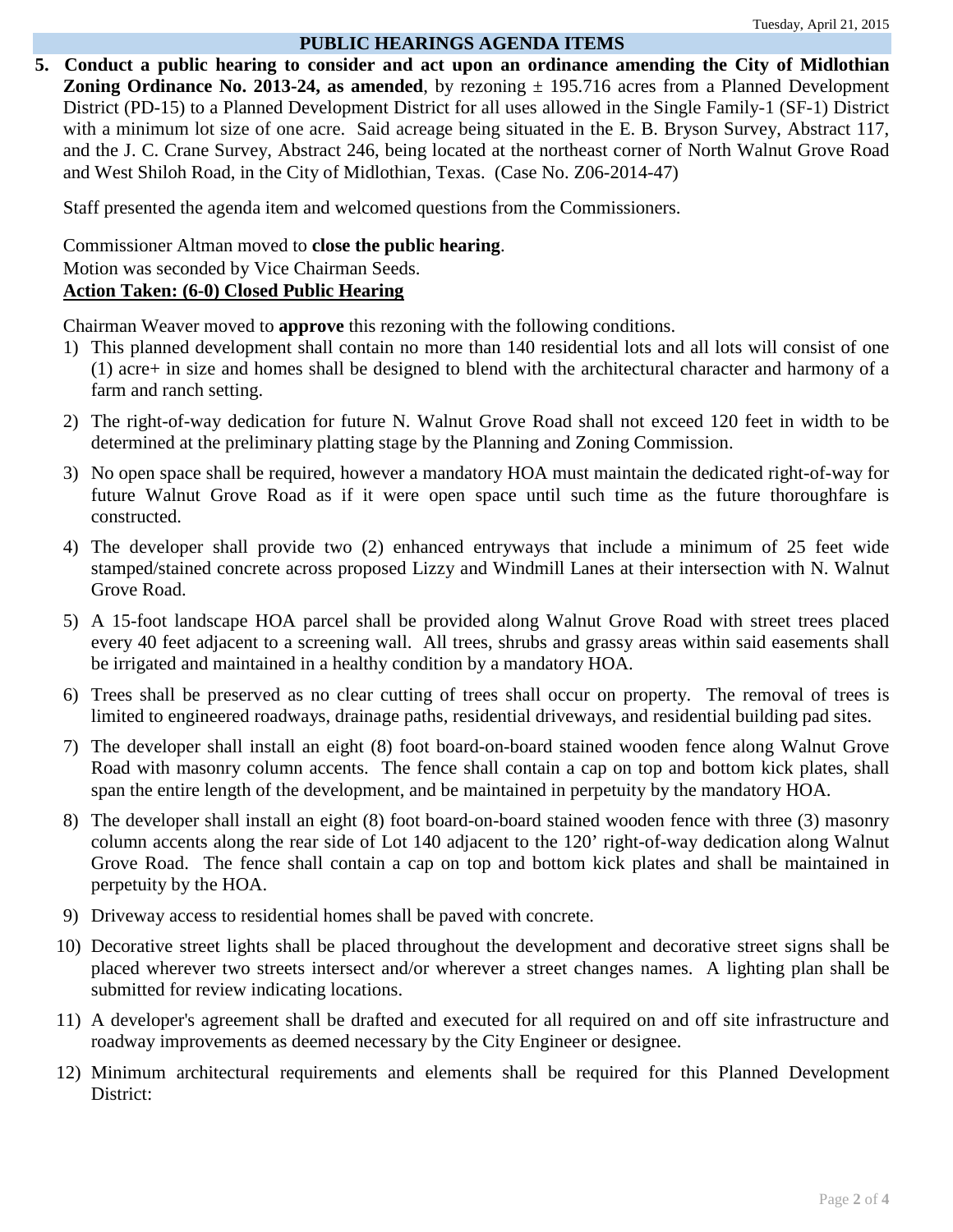## PUBLIC HEARINGS AGENDA ITEMS

5. **Conduct a public hearing to consider and act upon an ordinance amending the City of Midlothian Zoning Ordinance No. 2013-24, as amended**, by rezoning ± 195.716 acres from a Planned Development District (PD-15) to a Planned Development District for all uses allowed in the Single Family-1 (SF-1) District with a minimum lot size of one acre. Said acreage being situated in the E. B. Bryson Survey, Abstract 117, and the J. C. Crane Survey, Abstract 246, being located at the northeast corner of North Walnut Grove Road and West Shiloh Road, in the City of Midlothian, Texas. (Case No. Z06-2014-47)

   Staff presented the agenda item and welcomed questions from the Commissioners.

   Commissioner Altman moved to **close the public hearing**.
   Motion was seconded by Vice Chairman Seeds.
   **Action Taken: (6-0) Closed Public Hearing**

   Chairman Weaver moved to **approve** this rezoning with the following conditions.

   1) This planned development shall contain no more than 140 residential lots and all lots will consist of one (1) acre+ in size and homes shall be designed to blend with the architectural character and harmony of a farm and ranch setting.
   2) The right-of-way dedication for future N. Walnut Grove Road shall not exceed 120 feet in width to be determined at the preliminary platting stage by the Planning and Zoning Commission.
   3) No open space shall be required, however a mandatory HOA must maintain the dedicated right-of-way for future Walnut Grove Road as if it were open space until such time as the future thoroughfare is constructed.
   4) The developer shall provide two (2) enhanced entryways that include a minimum of 25 feet wide stamped/stained concrete across proposed Lizzy and Windmill Lanes at their intersection with N. Walnut Grove Road.
   5) A 15-foot landscape HOA parcel shall be provided along Walnut Grove Road with street trees placed every 40 feet adjacent to a screening wall. All trees, shrubs and grassy areas within said easements shall be irrigated and maintained in a healthy condition by a mandatory HOA.
   6) Trees shall be preserved as no clear cutting of trees shall occur on property. The removal of trees is limited to engineered roadways, drainage paths, residential driveways, and residential building pad sites.
   7) The developer shall install an eight (8) foot board-on-board stained wooden fence along Walnut Grove Road with masonry column accents. The fence shall contain a cap on top and bottom kick plates, shall span the entire length of the development, and be maintained in perpetuity by the mandatory HOA.
   8) The developer shall install an eight (8) foot board-on-board stained wooden fence with three (3) masonry column accents along the rear side of Lot 140 adjacent to the 120’ right-of-way dedication along Walnut Grove Road. The fence shall contain a cap on top and bottom kick plates and shall be maintained in perpetuity by the HOA.
   9) Driveway access to residential homes shall be paved with concrete.
   10) Decorative street lights shall be placed throughout the development and decorative street signs shall be placed wherever two streets intersect and/or wherever a street changes names. A lighting plan shall be submitted for review indicating locations.
   11) A developer's agreement shall be drafted and executed for all required on and off site infrastructure and roadway improvements as deemed necessary by the City Engineer or designee.
   12) Minimum architectural requirements and elements shall be required for this Planned Development District: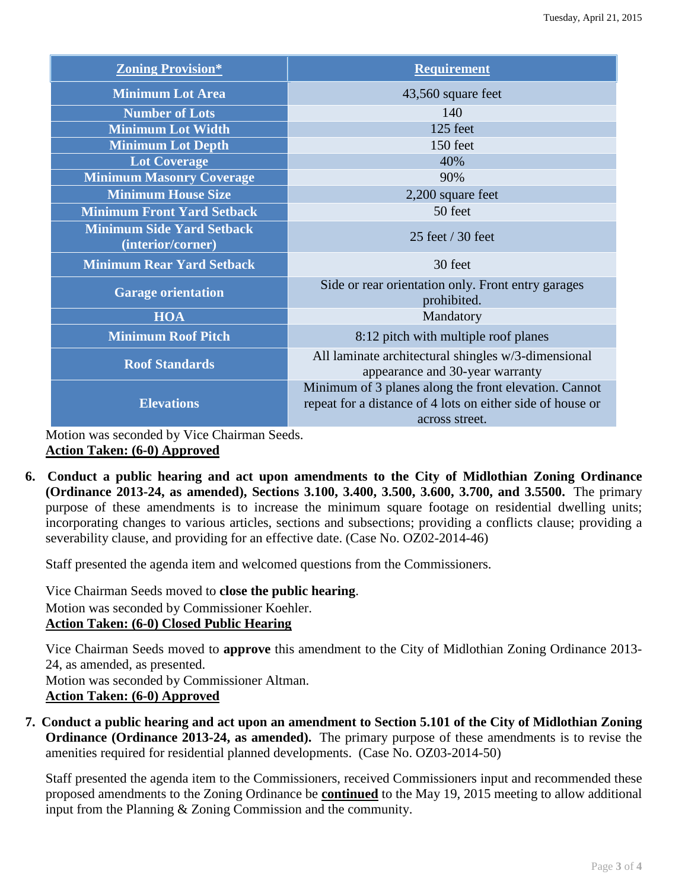| Zoning Provision* | Requirement |
| --- | --- |
| Minimum Lot Area | 43,560 square feet |
| Number of Lots | 140 |
| Minimum Lot Width | 125 feet |
| Minimum Lot Depth | 150 feet |
| Lot Coverage | 40% |
| Minimum Masonry Coverage | 90% |
| Minimum House Size | 2,200 square feet |
| Minimum Front Yard Setback | 50 feet |
| Minimum Side Yard Setback (interior/corner) | 25 feet / 30 feet |
| Minimum Rear Yard Setback | 30 feet |
| Garage orientation | Side or rear orientation only. Front entry garages prohibited. |
| HOA | Mandatory |
| Minimum Roof Pitch | 8:12 pitch with multiple roof planes |
| Roof Standards | All laminate architectural shingles w/3-dimensional appearance and 30-year warranty |
| Elevations | Minimum of 3 planes along the front elevation. Cannot repeat for a distance of 4 lots on either side of house or across street. |

Motion was seconded by Vice Chairman Seeds.
**Action Taken: (6-0) Approved**

6. **Conduct a public hearing and act upon amendments to the City of Midlothian Zoning Ordinance (Ordinance 2013-24, as amended), Sections 3.100, 3.400, 3.500, 3.600, 3.700, and 3.5500.** The primary purpose of these amendments is to increase the minimum square footage on residential dwelling units; incorporating changes to various articles, sections and subsections; providing a conflicts clause; providing a severability clause, and providing for an effective date. (Case No. OZ02-2014-46)

   Staff presented the agenda item and welcomed questions from the Commissioners.

   Vice Chairman Seeds moved to **close the public hearing**.
   Motion was seconded by Commissioner Koehler.
   **Action Taken: (6-0) Closed Public Hearing**

   Vice Chairman Seeds moved to **approve** this amendment to the City of Midlothian Zoning Ordinance 2013-24, as amended, as presented.
   Motion was seconded by Commissioner Altman.
   **Action Taken: (6-0) Approved**

7. **Conduct a public hearing and act upon an amendment to Section 5.101 of the City of Midlothian Zoning Ordinance (Ordinance 2013-24, as amended).** The primary purpose of these amendments is to revise the amenities required for residential planned developments. (Case No. OZ03-2014-50)

   Staff presented the agenda item to the Commissioners, received Commissioners input and recommended these proposed amendments to the Zoning Ordinance be **continued** to the May 19, 2015 meeting to allow additional input from the Planning & Zoning Commission and the community.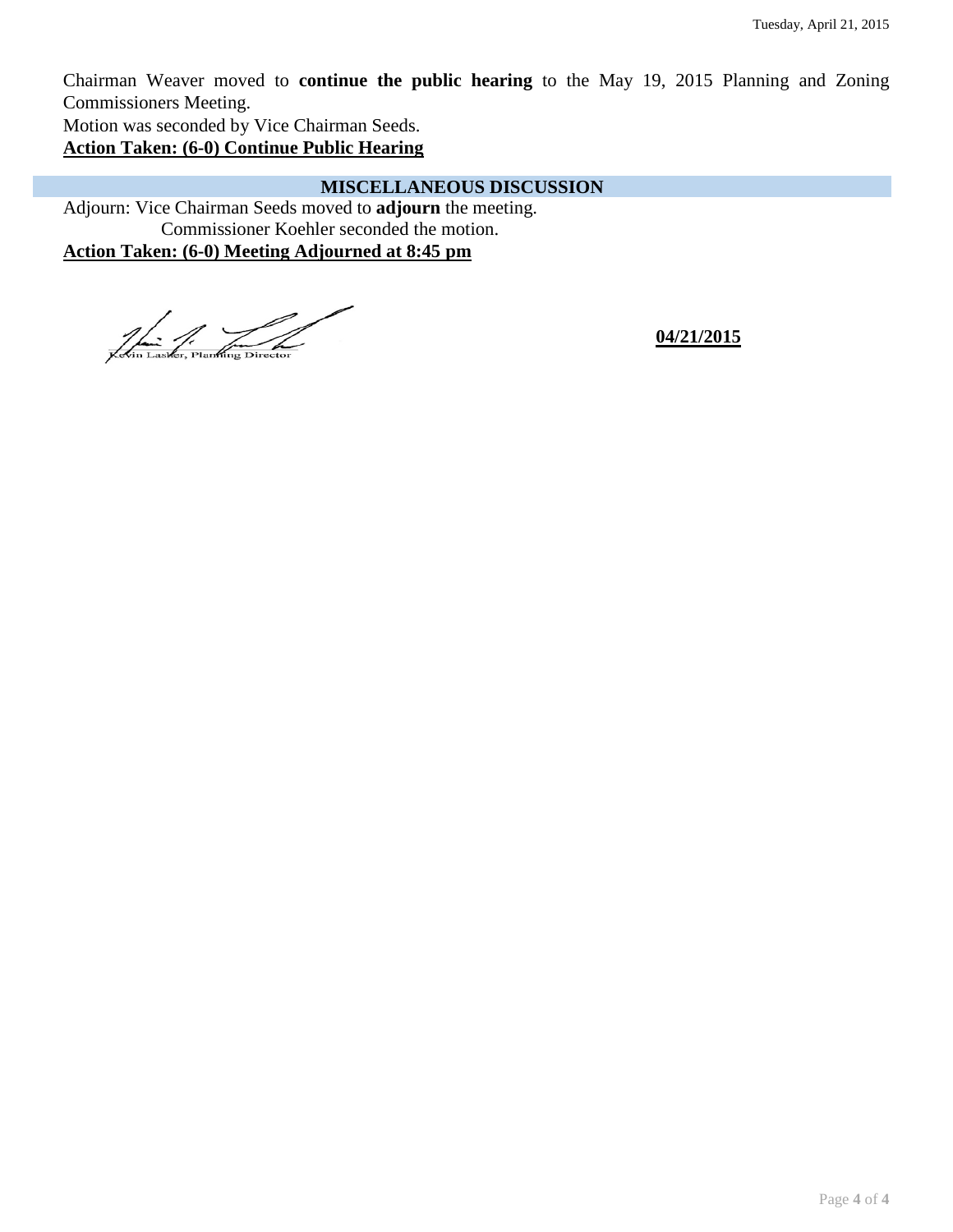Chairman Weaver moved to **continue the public hearing** to the May 19, 2015 Planning and Zoning Commissioners Meeting.
Motion was seconded by Vice Chairman Seeds.
**Action Taken: (6-0) Continue Public Hearing**

## MISCELLANEOUS DISCUSSION

Adjourn: Vice Chairman Seeds moved to **adjourn** the meeting.
Commissioner Koehler seconded the motion.
**Action Taken: (6-0) Meeting Adjourned at 8:45 pm**

Kevin Lasher, Planning Director

**04/21/2015**